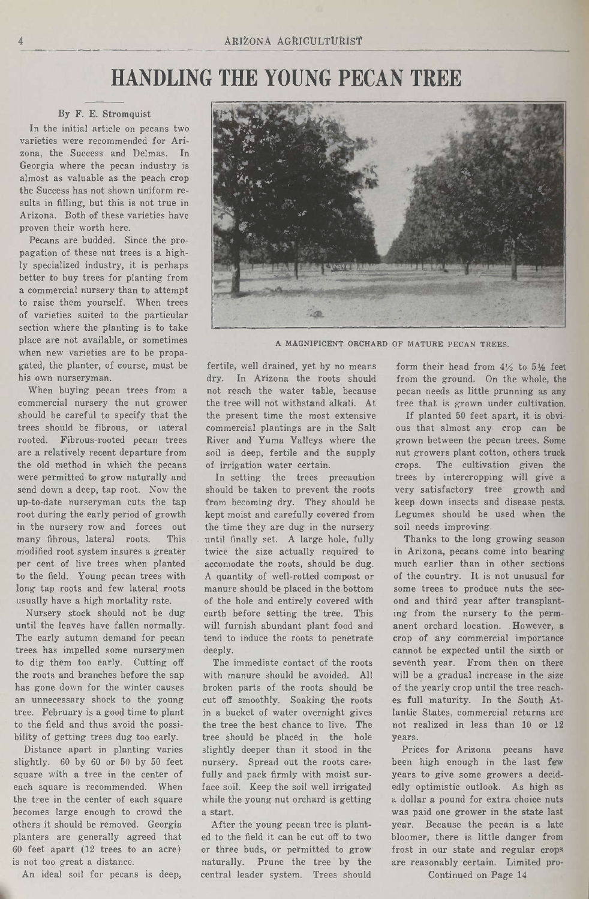# HANDLING THE YOUNG PECAN TREE

By F. E. Stromquist

In the initial article on pecans two varieties were recommended for Arizona, the Success and Delmas. In Georgia where the pecan industry is almost as valuable as the peach crop the Success has not shown uniform results in filling, but this is not true in Arizona. Both of these varieties have proven their worth here.

Pecans are budded. Since the propagation of these nut trees is a highly specialized industry, it is perhaps better to buy trees for planting from a commercial nursery than to attempt to raise them yourself. When trees of varieties suited to the particular section where the planting is to take place are not available, or sometimes when new varieties are to be propagated, the planter, of course, must be his own nurseryman.

When buying pecan trees from a commercial nursery the nut grower should be careful to specify that the trees should be fibrous, or lateral rooted. Fibrous-rooted pecan trees are a relatively recent departure from the old method in which the pecans were permitted to grow naturally and send down a deep, tap root. Now the up-to-date nurseryman cuts the tap root during the early period of growth in the nursery row and forces out many fibrous, lateral roots. This modified root system insures a greater per cent of live trees when planted to the field. Young pecan trees with long tap roots and few lateral roots usually have a high mortality rate.

Nursery stock should not be dug until the leaves have fallen normally. The early autumn demand for pecan trees has impelled some nurserymen to dig them too early. Cutting off the roots and branches before the sap has gone down for the winter causes an unnecessary shock to the young tree. February is a good time to plant to the field and thus avoid the possibility of getting trees dug too early.

Distance apart in planting varies slightly. 60 by 60 or 50 by 50 feet square with a tree in the center of each square is recommended. When the tree in the center of each square becomes large enough to crowd the others it should be removed. Georgia planters are generally agreed that 60 feet apart (12 trees to an acre) is not too great a distance.

An ideal soil for pecans is deep, fertile, well drained, yet by no means dry. In Arizona the roots should not reach the water table, because the tree will not withstand alkali. At the present time the most extensive commercial plantings are in the Salt River and Yuma Valleys where the soil is deep, fertile and the supply of irrigation water certain.

A MAGNIFICENT ORCHARD OF MATURE PECAN TREES.

In setting the trees precaution should be taken to prevent the roots from becoming dry. They should be kept moist and carefully covered from the time they are dug in the nursery until finally set. A large hole, fully twice the size actually required to accomodate the roots, should be dug. A quantity of well-rotted compost or manure should be placed in the bottom of the hole and entirely covered with earth before setting the tree. This will furnish abundant plant food and tend to induce the roots to penetrate deeply.

The immediate contact of the roots with manure should be avoided. All broken parts of the roots should be cut off smoothly. Soaking the roots in a bucket of water overnight gives the tree the best chance to live. The tree should be placed in the hole slightly deeper than it stood in the nursery. Spread out the roots carefully and pack firmly with moist surface soil. Keep the soil well irrigated while the young nut orchard is getting a start.

After the young pecan tree is planted to the field it can be cut off to two or three buds, or permitted to grow naturally. Prune the tree by the central leader system. Trees should form their head from 4½ to 5½ feet from the ground. On the whole, the pecan needs as little prunning as any tree that is grown under cultivation.

If planted 50 feet apart, it is obvious that almost any crop can be grown between the pecan trees. Some nut growers plant cotton, others truck crops. The cultivation given the trees by intercropping will give a very satisfactory tree growth and keep down insects and disease pests. Legumes should be used when the soil needs improving.

Thanks to the long growing season in Arizona, pecans come into bearing much earlier than in other sections of the country. It is not unusual for some trees to produce nuts the second and third year after transplanting from the nursery to the permanent orchard location. However, a crop of any commercial importance cannot be expected until the sixth or seventh year. From then on there will be a gradual increase in the size of the yearly crop until the tree reaches full maturity. In the South Atlantic States, commercial returns are not realized in less than 10 or 12 years.

Prices for Arizona pecans have been high enough in the last few years to give some growers a decidedly optimistic outlook. As high as a dollar a pound for extra choice nuts was paid one grower in the state last year. Because the pecan is a late bloomer, there is little danger from frost in our state and regular crops are reasonably certain. Limited pro-

Continued on Page 14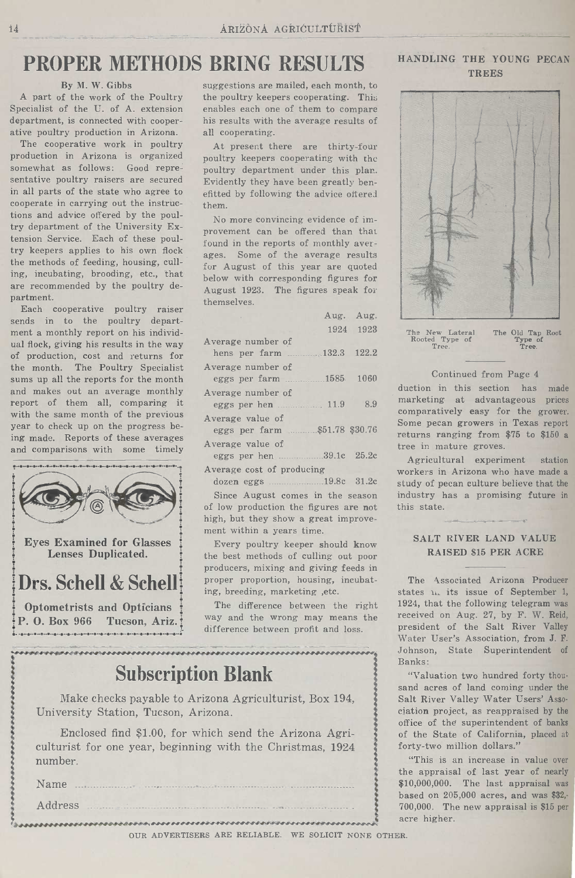# PROPER METHODS BRING RESULTS

By M. W. Gibbs

A part of the work of the Poultry Specialist of the U. of A. extension department, is connected with cooperative poultry production in Arizona.

The cooperative work in poultry production in Arizona is organized somewhat as follows: Good representative poultry raisers are secured in all parts of the state who agree to cooperate in carrying out the instructions and advice offered by the poultry department of the University Extension Service. Each of these poultry keepers applies to his own flock the methods of feeding, housing, culling, incubating, brooding, etc., that are recommended by the poultry department.

Each cooperative poultry raiser sends in to the poultry department a monthly report on his individual flock, giving his results in the way of production, cost and returns for the month. The Poultry Specialist sums up all the reports for the month and makes out an average monthly report of them all, comparing it with the same month of the previous year to check up on the progress being made. Reports of these averages and comparisons with some timely suggestions are mailed, each month, to the poultry keepers cooperating. This enables each one of them to compare his results with the average results of all cooperating.

At present there are thirty-four poultry keepers cooperating with the poultry department under this plan. Evidently they have been greatly benefitted by following the advice offered them.

No more convincing evidence of improvement can be offered than that found in the reports of monthly averages. Some of the average results for August of this year are quoted below with corresponding figures for August 1923. The figures speak for themselves.

| | Aug. 1924 | Aug. 1923 |
|---|---|---|
| Average number of hens per farm | 132.3 | 122.2 |
| Average number of eggs per farm | 1585 | 1060 |
| Average number of eggs per hen | 11.9 | 8.9 |
| Average value of eggs per farm | $51.78 | $30.76 |
| Average value of eggs per hen | 39.1c | 25.2c |
| Average cost of producing dozen eggs | 19.8c | 31.2c |

Since August comes in the season of low production the figures are not high, but they show a great improvement within a years time.

Every poultry keeper should know the best methods of culling out poor producers, mixing and giving feeds in proper proportion, housing, incubating, breeding, marketing ,etc.

The difference between the right way and the wrong may means the difference between profit and loss.

---

Eyes Examined for Glasses
Lenses Duplicated.

**Drs. Schell & Schell**

Optometrists and Opticians
P. O. Box 966 Tucson, Ariz.

---

## Subscription Blank

Make checks payable to Arizona Agriculturist, Box 194, University Station, Tucson, Arizona.

Enclosed find $1.00, for which send the Arizona Agriculturist for one year, beginning with the Christmas, 1924 number.

Name ....................................................

Address ....................................................

---

### HANDLING THE YOUNG PECAN TREES

The New Lateral Rooted Type of Tree. The Old Tap Root Type of Tree.

Continued from Page 4

duction in this section has made marketing at advantageous prices comparatively easy for the grower. Some pecan growers in Texas report returns ranging from $75 to $150 a tree in mature groves.

Agricultural experiment station workers in Arizona who have made a study of pecan culture believe that the industry has a promising future in this state.

### SALT RIVER LAND VALUE RAISED $15 PER ACRE

The Associated Arizona Producer states in its issue of September 1, 1924, that the following telegram was received on Aug. 27, by F. W. Reid, president of the Salt River Valley Water User's Association, from J. F. Johnson, State Superintendent of Banks:

"Valuation two hundred forty thousand acres of land coming under the Salt River Valley Water Users' Association project, as reappraised by the office of the superintendent of banks of the State of California, placed at forty-two million dollars."

"This is an increase in value over the appraisal of last year of nearly $10,000,000. The last appraisal was based on 205,000 acres, and was $32,700,000. The new appraisal is $15 per acre higher.

OUR ADVERTISERS ARE RELIABLE. WE SOLICIT NONE OTHER.